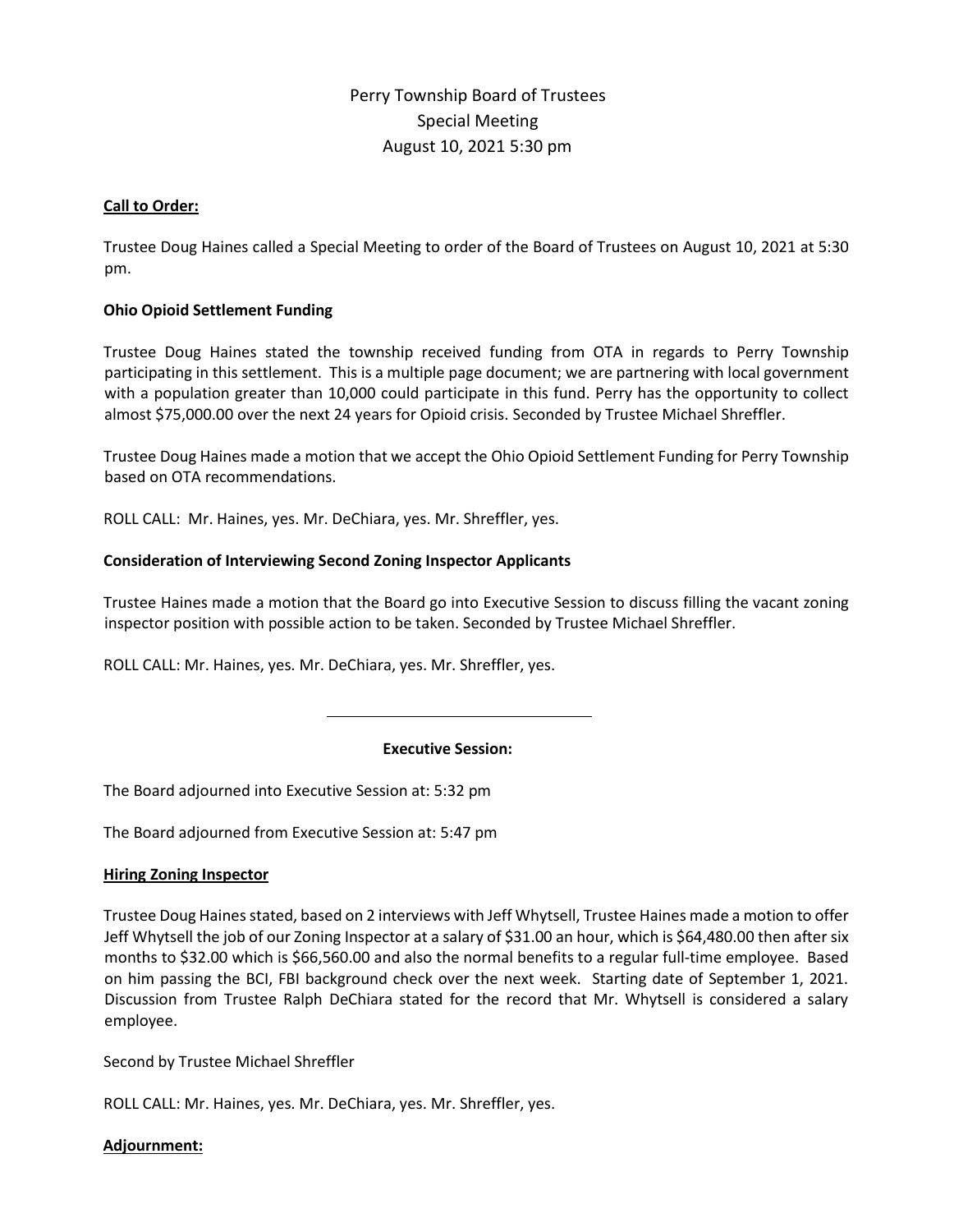# Perry Township Board of Trustees
## Special Meeting
### August 10, 2021 5:30 pm

**Call to Order:**

Trustee Doug Haines called a Special Meeting to order of the Board of Trustees on August 10, 2021 at 5:30 pm.

**Ohio Opioid Settlement Funding**

Trustee Doug Haines stated the township received funding from OTA in regards to Perry Township participating in this settlement. This is a multiple page document; we are partnering with local government with a population greater than 10,000 could participate in this fund. Perry has the opportunity to collect almost $75,000.00 over the next 24 years for Opioid crisis. Seconded by Trustee Michael Shreffler.

Trustee Doug Haines made a motion that we accept the Ohio Opioid Settlement Funding for Perry Township based on OTA recommendations.

ROLL CALL: Mr. Haines, yes. Mr. DeChiara, yes. Mr. Shreffler, yes.

**Consideration of Interviewing Second Zoning Inspector Applicants**

Trustee Haines made a motion that the Board go into Executive Session to discuss filling the vacant zoning inspector position with possible action to be taken. Seconded by Trustee Michael Shreffler.

ROLL CALL: Mr. Haines, yes. Mr. DeChiara, yes. Mr. Shreffler, yes.

---

**Executive Session:**

The Board adjourned into Executive Session at: 5:32 pm

The Board adjourned from Executive Session at: 5:47 pm

**Hiring Zoning Inspector**

Trustee Doug Haines stated, based on 2 interviews with Jeff Whytsell, Trustee Haines made a motion to offer Jeff Whytsell the job of our Zoning Inspector at a salary of $31.00 an hour, which is $64,480.00 then after six months to $32.00 which is $66,560.00 and also the normal benefits to a regular full-time employee. Based on him passing the BCI, FBI background check over the next week. Starting date of September 1, 2021. Discussion from Trustee Ralph DeChiara stated for the record that Mr. Whytsell is considered a salary employee.

Second by Trustee Michael Shreffler

ROLL CALL: Mr. Haines, yes. Mr. DeChiara, yes. Mr. Shreffler, yes.

**Adjournment:**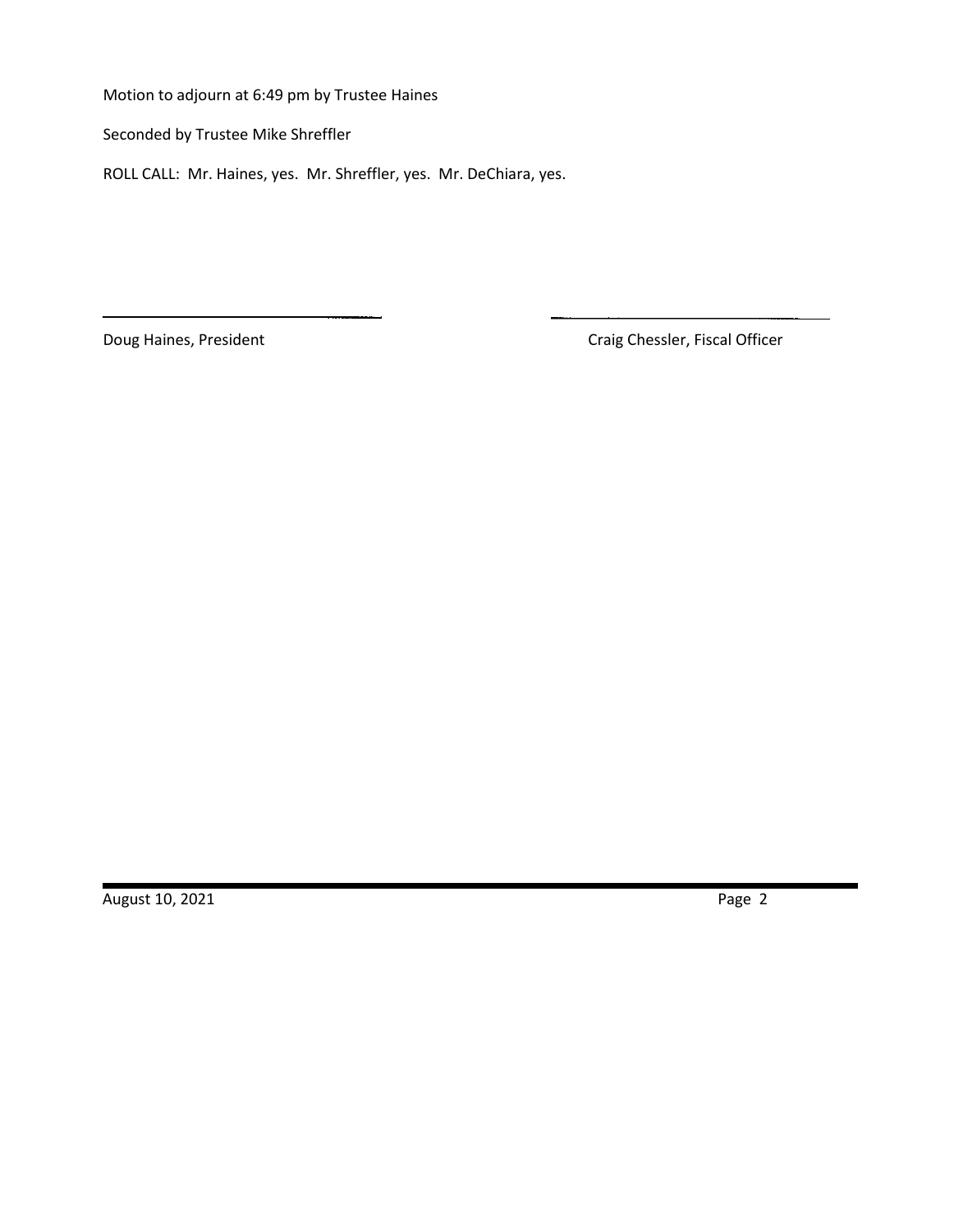Motion to adjourn at 6:49 pm by Trustee Haines

Seconded by Trustee Mike Shreffler

ROLL CALL: Mr. Haines, yes. Mr. Shreffler, yes. Mr. DeChiara, yes.

\_\_\_\_\_\_\_\_\_\_\_\_\_\_\_\_\_\_\_\_\_\_\_\_\_\_\_\_\_\_\_\_ \_\_\_\_\_\_\_\_\_\_\_\_\_\_\_\_\_\_\_\_\_\_\_\_\_\_\_\_\_\_\_\_

Doug Haines, President Craig Chessler, Fiscal Officer